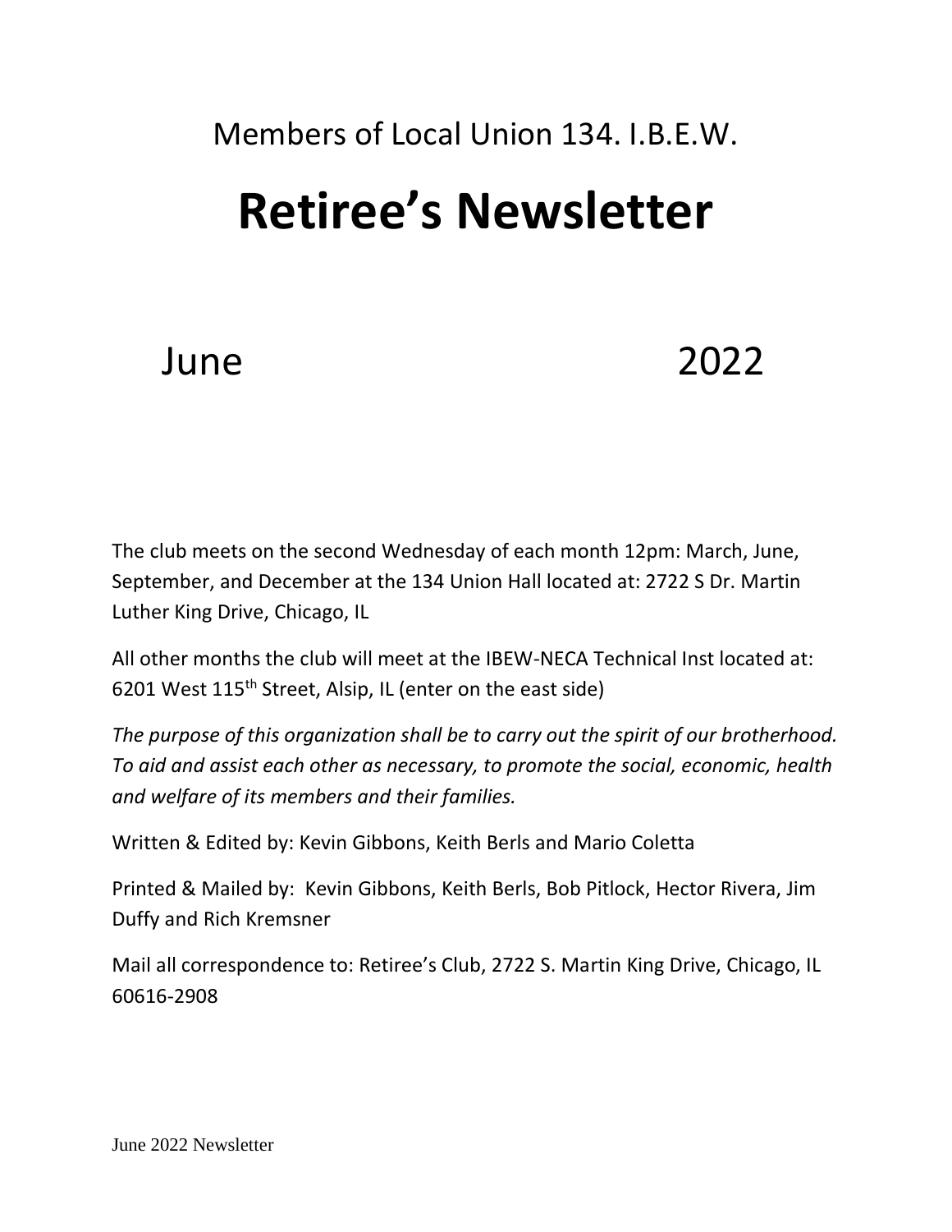Members of Local Union 134. I.B.E.W.

# Retiree's Newsletter

June 2022

The club meets on the second Wednesday of each month 12pm: March, June, September, and December at the 134 Union Hall located at: 2722 S Dr. Martin Luther King Drive, Chicago, IL

All other months the club will meet at the IBEW-NECA Technical Inst located at: 6201 West 115th Street, Alsip, IL (enter on the east side)

*The purpose of this organization shall be to carry out the spirit of our brotherhood. To aid and assist each other as necessary, to promote the social, economic, health and welfare of its members and their families.*

Written & Edited by: Kevin Gibbons, Keith Berls and Mario Coletta

Printed & Mailed by: Kevin Gibbons, Keith Berls, Bob Pitlock, Hector Rivera, Jim Duffy and Rich Kremsner

Mail all correspondence to: Retiree's Club, 2722 S. Martin King Drive, Chicago, IL 60616-2908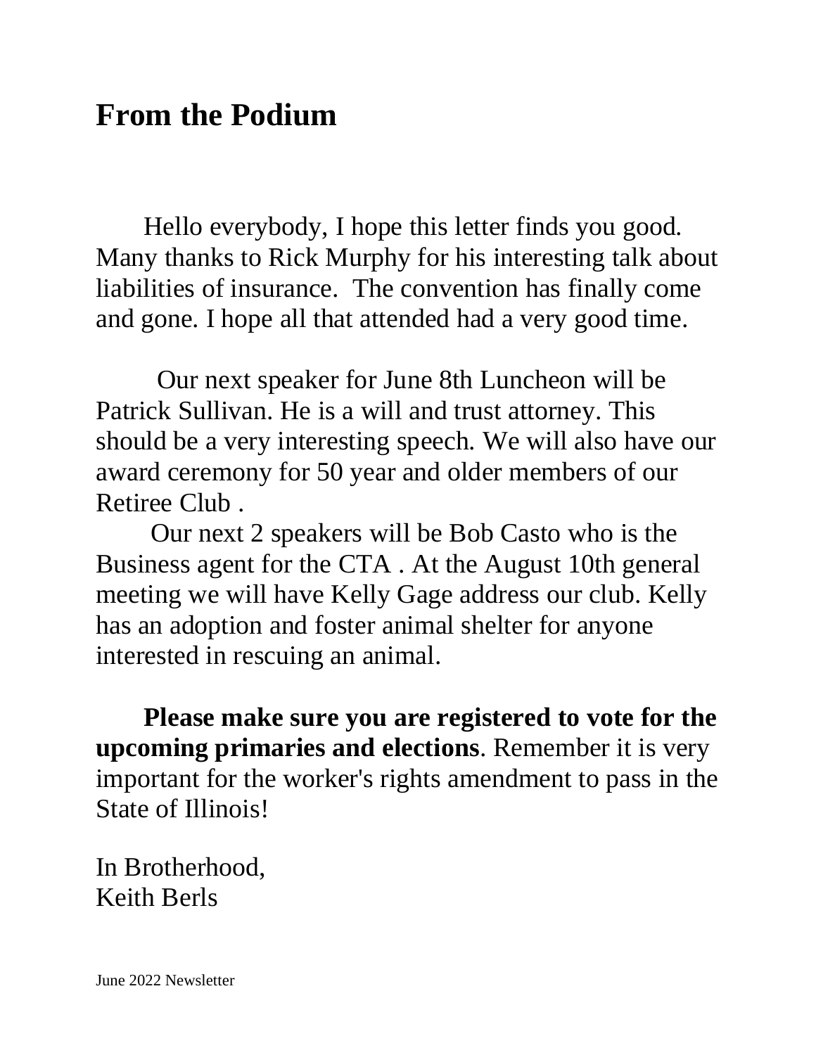# From the Podium

Hello everybody, I hope this letter finds you good. Many thanks to Rick Murphy for his interesting talk about liabilities of insurance. The convention has finally come and gone. I hope all that attended had a very good time.

Our next speaker for June 8th Luncheon will be Patrick Sullivan. He is a will and trust attorney. This should be a very interesting speech. We will also have our award ceremony for 50 year and older members of our Retiree Club .

Our next 2 speakers will be Bob Casto who is the Business agent for the CTA . At the August 10th general meeting we will have Kelly Gage address our club. Kelly has an adoption and foster animal shelter for anyone interested in rescuing an animal.

**Please make sure you are registered to vote for the upcoming primaries and elections**. Remember it is very important for the worker's rights amendment to pass in the State of Illinois!

In Brotherhood,
Keith Berls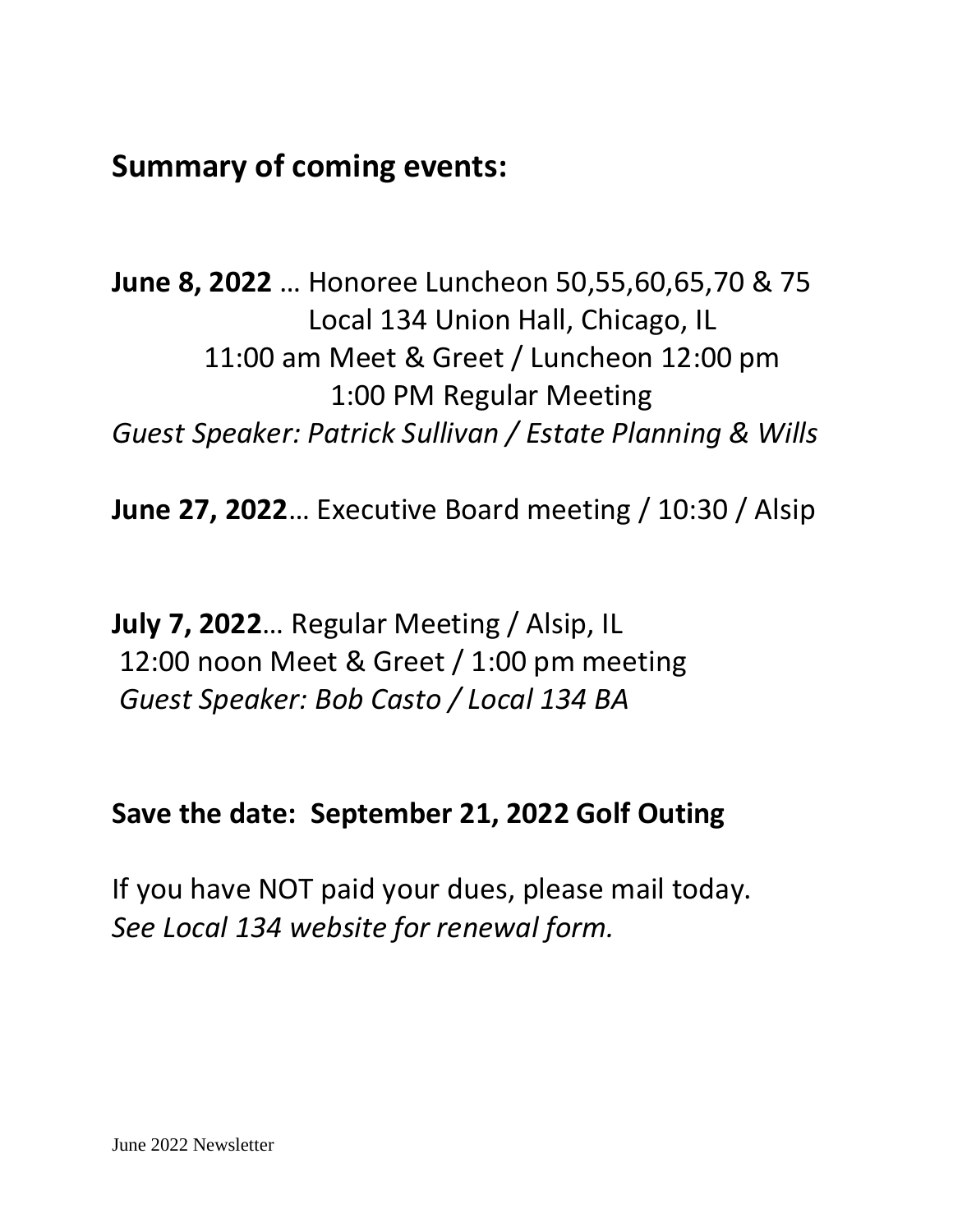## Summary of coming events:

**June 8, 2022** … Honoree Luncheon 50,55,60,65,70 & 75
Local 134 Union Hall, Chicago, IL
11:00 am Meet & Greet / Luncheon 12:00 pm
1:00 PM Regular Meeting
*Guest Speaker: Patrick Sullivan / Estate Planning & Wills*

**June 27, 2022**… Executive Board meeting / 10:30 / Alsip

**July 7, 2022**… Regular Meeting / Alsip, IL
12:00 noon Meet & Greet / 1:00 pm meeting
*Guest Speaker: Bob Casto / Local 134 BA*

**Save the date: September 21, 2022 Golf Outing**

If you have NOT paid your dues, please mail today.
*See Local 134 website for renewal form.*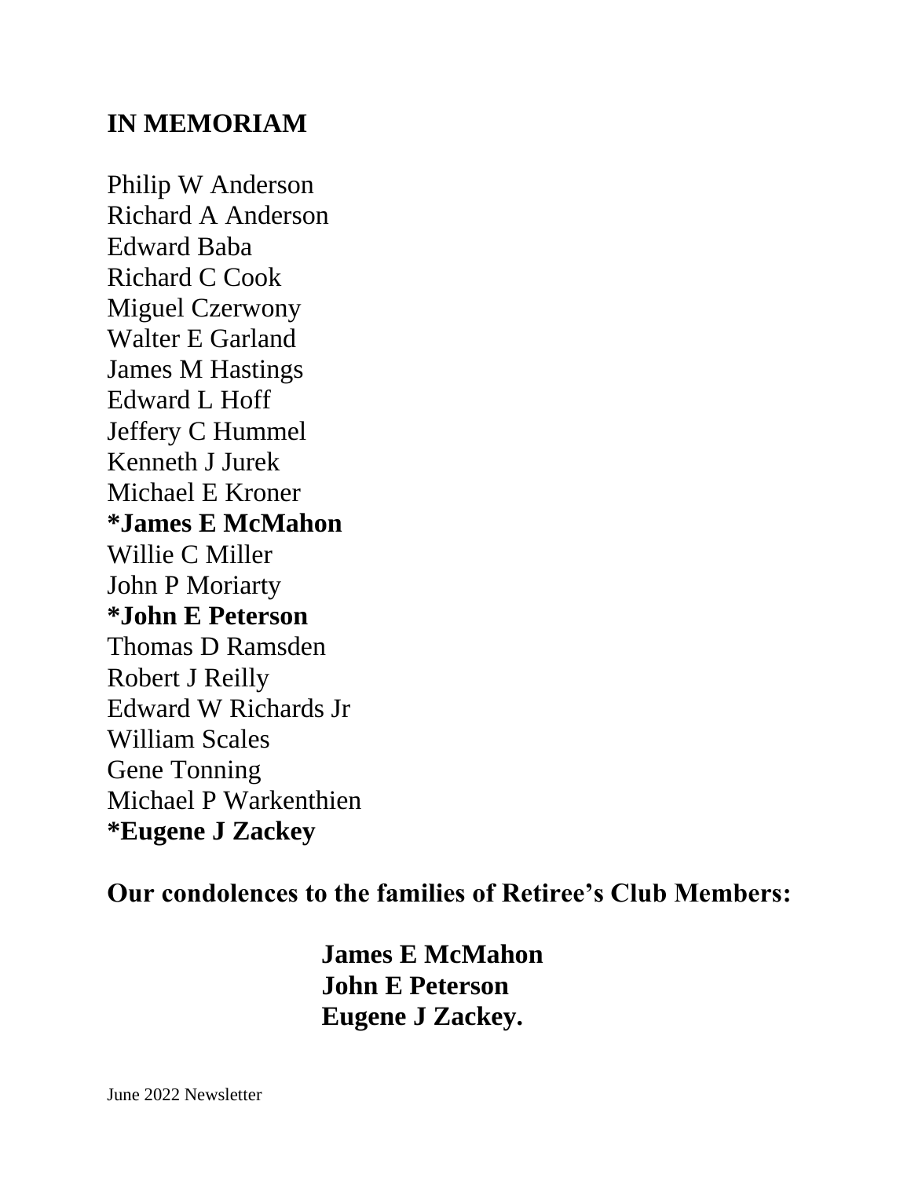## IN MEMORIAM

Philip W Anderson  
Richard A Anderson  
Edward Baba  
Richard C Cook  
Miguel Czerwony  
Walter E Garland  
James M Hastings  
Edward L Hoff  
Jeffery C Hummel  
Kenneth J Jurek  
Michael E Kroner  
**\*James E McMahon**  
Willie C Miller  
John P Moriarty  
**\*John E Peterson**  
Thomas D Ramsden  
Robert J Reilly  
Edward W Richards Jr  
William Scales  
Gene Tonning  
Michael P Warkenthien  
**\*Eugene J Zackey**

**Our condolences to the families of Retiree's Club Members:**

**James E McMahon**  
**John E Peterson**  
**Eugene J Zackey.**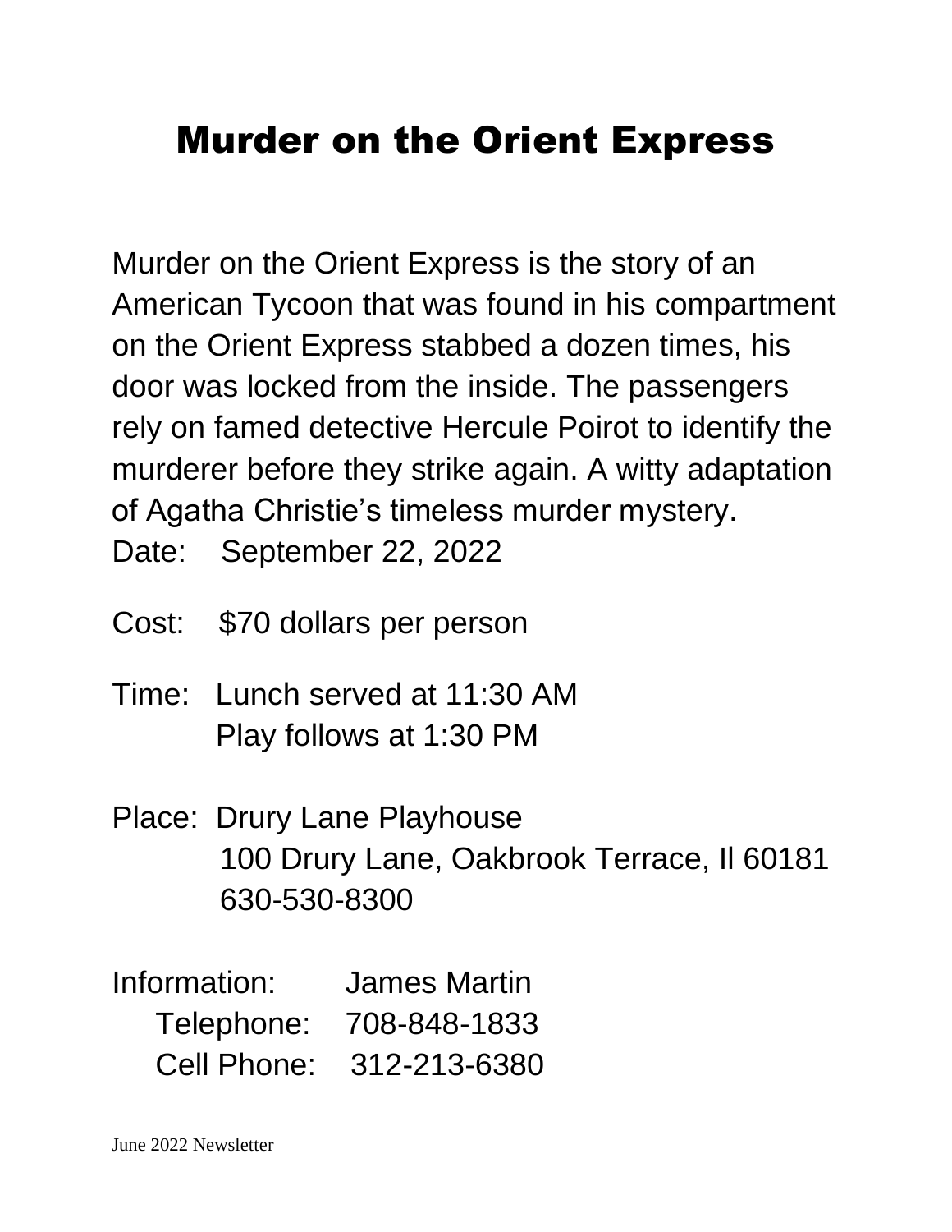# Murder on the Orient Express

Murder on the Orient Express is the story of an American Tycoon that was found in his compartment on the Orient Express stabbed a dozen times, his door was locked from the inside. The passengers rely on famed detective Hercule Poirot to identify the murderer before they strike again. A witty adaptation of Agatha Christie's timeless murder mystery.

Date: September 22, 2022

Cost: $70 dollars per person

Time: Lunch served at 11:30 AM
Play follows at 1:30 PM

Place: Drury Lane Playhouse
100 Drury Lane, Oakbrook Terrace, Il 60181
630-530-8300

Information: James Martin
Telephone: 708-848-1833
Cell Phone: 312-213-6380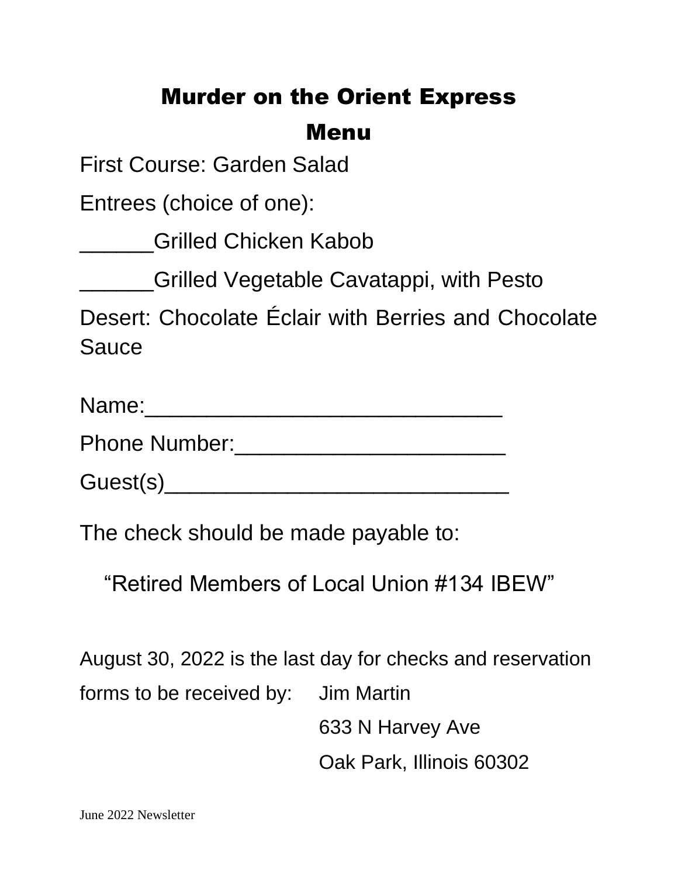# Murder on the Orient Express

## Menu

First Course: Garden Salad

Entrees (choice of one):

______Grilled Chicken Kabob

______Grilled Vegetable Cavatappi, with Pesto

Desert: Chocolate Éclair with Berries and Chocolate Sauce

Name:_____________________________

Phone Number:______________________

Guest(s)____________________________

The check should be made payable to:

"Retired Members of Local Union #134 IBEW"

August 30, 2022 is the last day for checks and reservation forms to be received by:

Jim Martin
633 N Harvey Ave
Oak Park, Illinois 60302

June 2022 Newsletter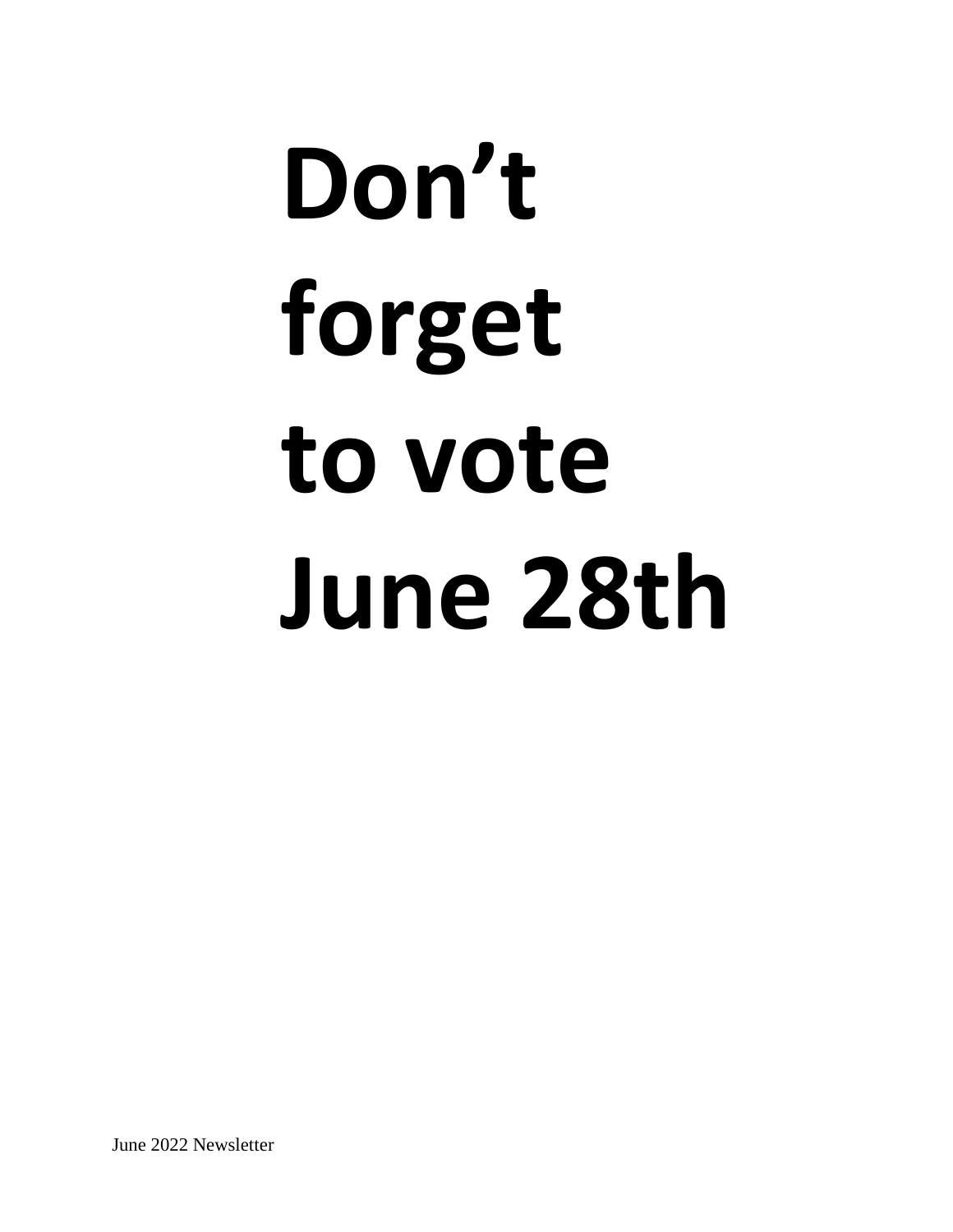# Don't forget to vote June 28th